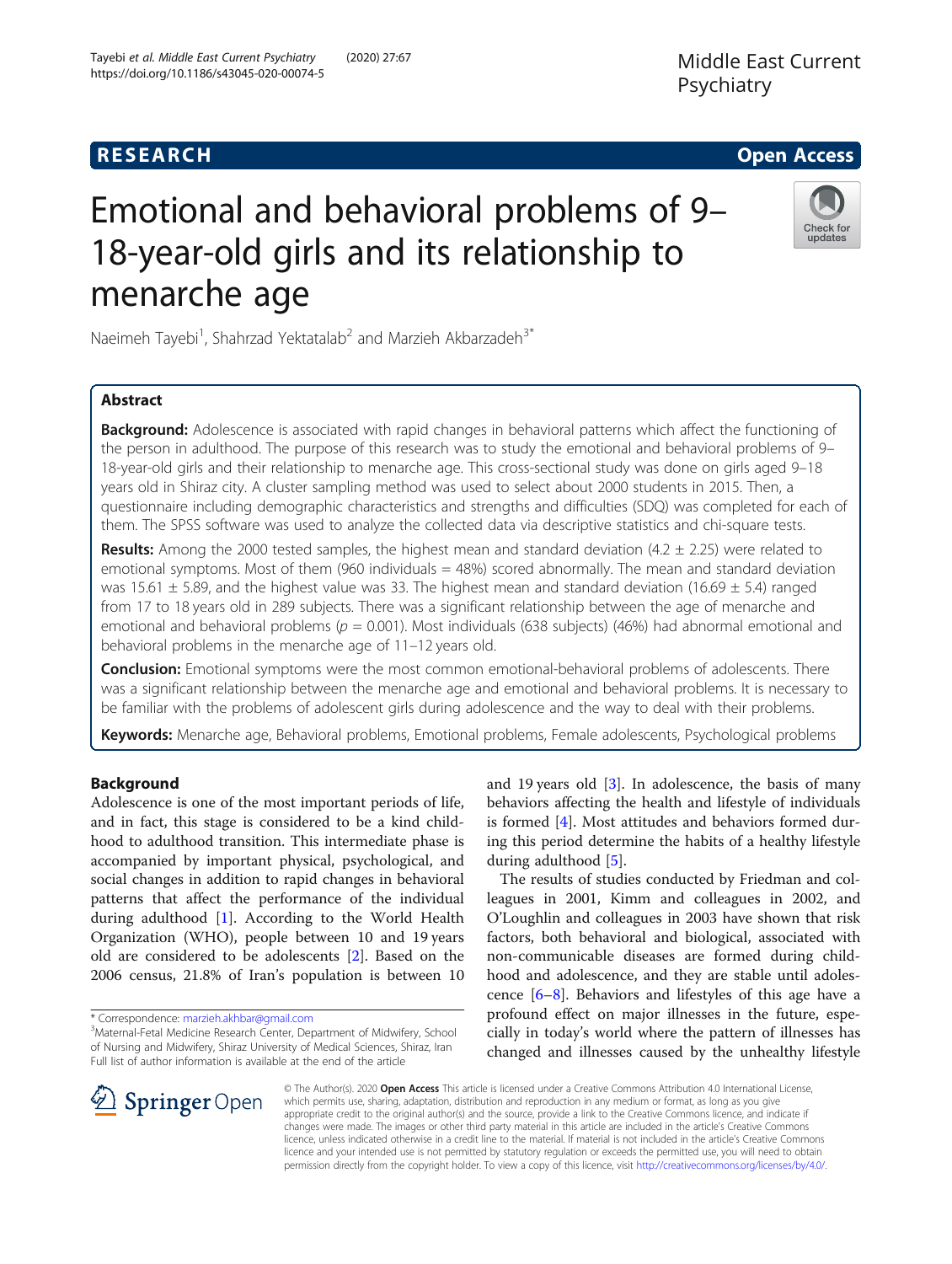**RESEARCH** **Open Access**

# Emotional and behavioral problems of 9–18-year-old girls and its relationship to menarche age

Naeimeh Tayebi[1], Shahrzad Yektatalab[2] and Marzieh Akbarzadeh[3*]

## Abstract

**Background:** Adolescence is associated with rapid changes in behavioral patterns which affect the functioning of the person in adulthood. The purpose of this research was to study the emotional and behavioral problems of 9–18-year-old girls and their relationship to menarche age. This cross-sectional study was done on girls aged 9–18 years old in Shiraz city. A cluster sampling method was used to select about 2000 students in 2015. Then, a questionnaire including demographic characteristics and strengths and difficulties (SDQ) was completed for each of them. The SPSS software was used to analyze the collected data via descriptive statistics and chi-square tests.

**Results:** Among the 2000 tested samples, the highest mean and standard deviation (4.2 ± 2.25) were related to emotional symptoms. Most of them (960 individuals = 48%) scored abnormally. The mean and standard deviation was 15.61 ± 5.89, and the highest value was 33. The highest mean and standard deviation (16.69 ± 5.4) ranged from 17 to 18 years old in 289 subjects. There was a significant relationship between the age of menarche and emotional and behavioral problems ($p = 0.001$). Most individuals (638 subjects) (46%) had abnormal emotional and behavioral problems in the menarche age of 11–12 years old.

**Conclusion:** Emotional symptoms were the most common emotional-behavioral problems of adolescents. There was a significant relationship between the menarche age and emotional and behavioral problems. It is necessary to be familiar with the problems of adolescent girls during adolescence and the way to deal with their problems.

**Keywords:** Menarche age, Behavioral problems, Emotional problems, Female adolescents, Psychological problems

## Background

Adolescence is one of the most important periods of life, and in fact, this stage is considered to be a kind childhood to adulthood transition. This intermediate phase is accompanied by important physical, psychological, and social changes in addition to rapid changes in behavioral patterns that affect the performance of the individual during adulthood [1]. According to the World Health Organization (WHO), people between 10 and 19 years old are considered to be adolescents [2]. Based on the 2006 census, 21.8% of Iran's population is between 10 and 19 years old [3]. In adolescence, the basis of many behaviors affecting the health and lifestyle of individuals is formed [4]. Most attitudes and behaviors formed during this period determine the habits of a healthy lifestyle during adulthood [5].

The results of studies conducted by Friedman and colleagues in 2001, Kimm and colleagues in 2002, and O'Loughlin and colleagues in 2003 have shown that risk factors, both behavioral and biological, associated with non-communicable diseases are formed during childhood and adolescence, and they are stable until adolescence [6–8]. Behaviors and lifestyles of this age have a profound effect on major illnesses in the future, especially in today's world where the pattern of illnesses has changed and illnesses caused by the unhealthy lifestyle

\* Correspondence: marzieh.akhbar@gmail.com
[3]Maternal-Fetal Medicine Research Center, Department of Midwifery, School of Nursing and Midwifery, Shiraz University of Medical Sciences, Shiraz, Iran
Full list of author information is available at the end of the article

© The Author(s). 2020 **Open Access** This article is licensed under a Creative Commons Attribution 4.0 International License, which permits use, sharing, adaptation, distribution and reproduction in any medium or format, as long as you give appropriate credit to the original author(s) and the source, provide a link to the Creative Commons licence, and indicate if changes were made. The images or other third party material in this article are included in the article's Creative Commons licence, unless indicated otherwise in a credit line to the material. If material is not included in the article's Creative Commons licence and your intended use is not permitted by statutory regulation or exceeds the permitted use, you will need to obtain permission directly from the copyright holder. To view a copy of this licence, visit http://creativecommons.org/licenses/by/4.0/.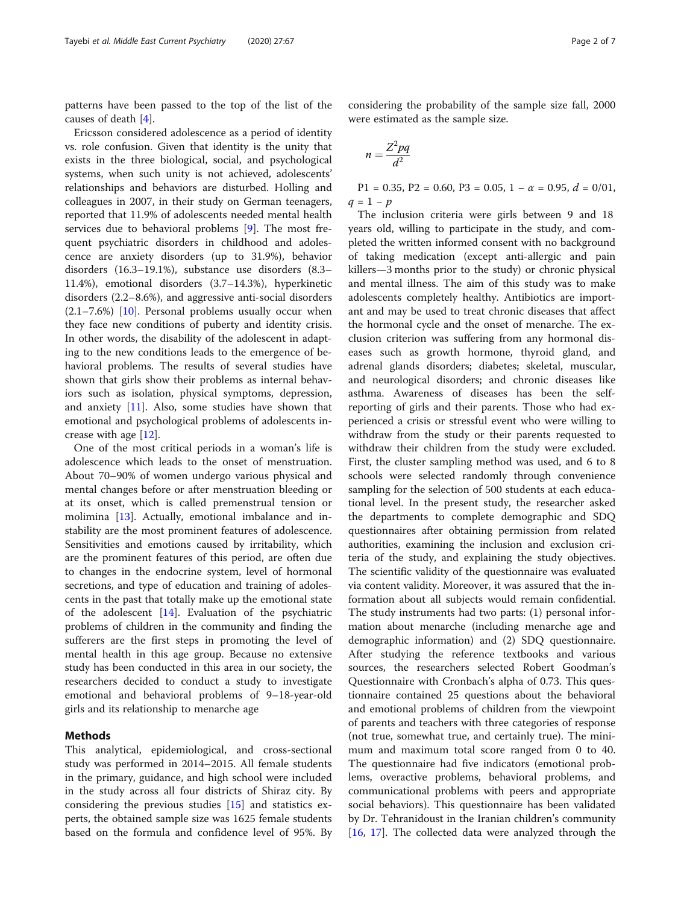patterns have been passed to the top of the list of the causes of death [4].

Ericsson considered adolescence as a period of identity vs. role confusion. Given that identity is the unity that exists in the three biological, social, and psychological systems, when such unity is not achieved, adolescents' relationships and behaviors are disturbed. Holling and colleagues in 2007, in their study on German teenagers, reported that 11.9% of adolescents needed mental health services due to behavioral problems [9]. The most frequent psychiatric disorders in childhood and adolescence are anxiety disorders (up to 31.9%), behavior disorders (16.3–19.1%), substance use disorders (8.3–11.4%), emotional disorders (3.7–14.3%), hyperkinetic disorders (2.2–8.6%), and aggressive anti-social disorders (2.1–7.6%) [10]. Personal problems usually occur when they face new conditions of puberty and identity crisis. In other words, the disability of the adolescent in adapting to the new conditions leads to the emergence of behavioral problems. The results of several studies have shown that girls show their problems as internal behaviors such as isolation, physical symptoms, depression, and anxiety [11]. Also, some studies have shown that emotional and psychological problems of adolescents increase with age [12].

One of the most critical periods in a woman's life is adolescence which leads to the onset of menstruation. About 70–90% of women undergo various physical and mental changes before or after menstruation bleeding or at its onset, which is called premenstrual tension or molimina [13]. Actually, emotional imbalance and instability are the most prominent features of adolescence. Sensitivities and emotions caused by irritability, which are the prominent features of this period, are often due to changes in the endocrine system, level of hormonal secretions, and type of education and training of adolescents in the past that totally make up the emotional state of the adolescent [14]. Evaluation of the psychiatric problems of children in the community and finding the sufferers are the first steps in promoting the level of mental health in this age group. Because no extensive study has been conducted in this area in our society, the researchers decided to conduct a study to investigate emotional and behavioral problems of 9–18-year-old girls and its relationship to menarche age

## Methods

This analytical, epidemiological, and cross-sectional study was performed in 2014–2015. All female students in the primary, guidance, and high school were included in the study across all four districts of Shiraz city. By considering the previous studies [15] and statistics experts, the obtained sample size was 1625 female students based on the formula and confidence level of 95%. By considering the probability of the sample size fall, 2000 were estimated as the sample size.

$$n = \frac{Z^2pq}{d^2}$$

P1 = 0.35, P2 = 0.60, P3 = 0.05, $1 - \alpha = 0.95$, $d = 0/01$, $q = 1 - p$

The inclusion criteria were girls between 9 and 18 years old, willing to participate in the study, and completed the written informed consent with no background of taking medication (except anti-allergic and pain killers—3 months prior to the study) or chronic physical and mental illness. The aim of this study was to make adolescents completely healthy. Antibiotics are important and may be used to treat chronic diseases that affect the hormonal cycle and the onset of menarche. The exclusion criterion was suffering from any hormonal diseases such as growth hormone, thyroid gland, and adrenal glands disorders; diabetes; skeletal, muscular, and neurological disorders; and chronic diseases like asthma. Awareness of diseases has been the self-reporting of girls and their parents. Those who had experienced a crisis or stressful event who were willing to withdraw from the study or their parents requested to withdraw their children from the study were excluded. First, the cluster sampling method was used, and 6 to 8 schools were selected randomly through convenience sampling for the selection of 500 students at each educational level. In the present study, the researcher asked the departments to complete demographic and SDQ questionnaires after obtaining permission from related authorities, examining the inclusion and exclusion criteria of the study, and explaining the study objectives. The scientific validity of the questionnaire was evaluated via content validity. Moreover, it was assured that the information about all subjects would remain confidential. The study instruments had two parts: (1) personal information about menarche (including menarche age and demographic information) and (2) SDQ questionnaire. After studying the reference textbooks and various sources, the researchers selected Robert Goodman's Questionnaire with Cronbach's alpha of 0.73. This questionnaire contained 25 questions about the behavioral and emotional problems of children from the viewpoint of parents and teachers with three categories of response (not true, somewhat true, and certainly true). The minimum and maximum total score ranged from 0 to 40. The questionnaire had five indicators (emotional problems, overactive problems, behavioral problems, and communicational problems with peers and appropriate social behaviors). This questionnaire has been validated by Dr. Tehranidoust in the Iranian children's community [16, 17]. The collected data were analyzed through the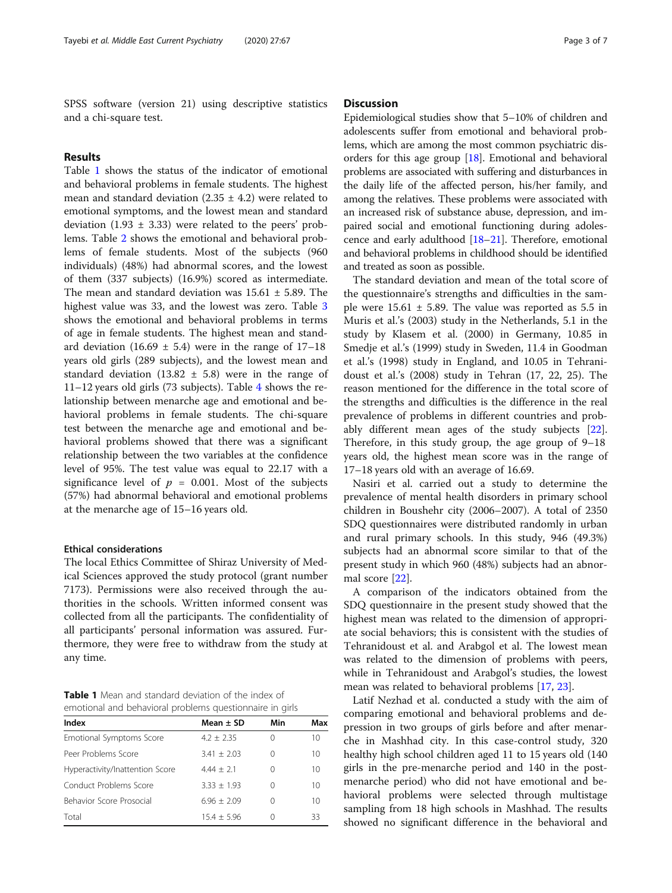SPSS software (version 21) using descriptive statistics and a chi-square test.

## Results

Table 1 shows the status of the indicator of emotional and behavioral problems in female students. The highest mean and standard deviation (2.35 ± 4.2) were related to emotional symptoms, and the lowest mean and standard deviation (1.93 ± 3.33) were related to the peers' problems. Table 2 shows the emotional and behavioral problems of female students. Most of the subjects (960 individuals) (48%) had abnormal scores, and the lowest of them (337 subjects) (16.9%) scored as intermediate. The mean and standard deviation was 15.61 ± 5.89. The highest value was 33, and the lowest was zero. Table 3 shows the emotional and behavioral problems in terms of age in female students. The highest mean and standard deviation (16.69 ± 5.4) were in the range of 17–18 years old girls (289 subjects), and the lowest mean and standard deviation (13.82 ± 5.8) were in the range of 11–12 years old girls (73 subjects). Table 4 shows the relationship between menarche age and emotional and behavioral problems in female students. The chi-square test between the menarche age and emotional and behavioral problems showed that there was a significant relationship between the two variables at the confidence level of 95%. The test value was equal to 22.17 with a significance level of $p = 0.001$. Most of the subjects (57%) had abnormal behavioral and emotional problems at the menarche age of 15–16 years old.

### Ethical considerations

The local Ethics Committee of Shiraz University of Medical Sciences approved the study protocol (grant number 7173). Permissions were also received through the authorities in the schools. Written informed consent was collected from all the participants. The confidentiality of all participants' personal information was assured. Furthermore, they were free to withdraw from the study at any time.

**Table 1** Mean and standard deviation of the index of emotional and behavioral problems questionnaire in girls

| Index | Mean ± SD | Min | Max |
|---|---|---|---|
| Emotional Symptoms Score | 4.2 ± 2.35 | 0 | 10 |
| Peer Problems Score | 3.41 ± 2.03 | 0 | 10 |
| Hyperactivity/Inattention Score | 4.44 ± 2.1 | 0 | 10 |
| Conduct Problems Score | 3.33 ± 1.93 | 0 | 10 |
| Behavior Score Prosocial | 6.96 ± 2.09 | 0 | 10 |
| Total | 15.4 ± 5.96 | 0 | 33 |

## Discussion

Epidemiological studies show that 5–10% of children and adolescents suffer from emotional and behavioral problems, which are among the most common psychiatric disorders for this age group [18]. Emotional and behavioral problems are associated with suffering and disturbances in the daily life of the affected person, his/her family, and among the relatives. These problems were associated with an increased risk of substance abuse, depression, and impaired social and emotional functioning during adolescence and early adulthood [18–21]. Therefore, emotional and behavioral problems in childhood should be identified and treated as soon as possible.

The standard deviation and mean of the total score of the questionnaire's strengths and difficulties in the sample were 15.61 ± 5.89. The value was reported as 5.5 in Muris et al.'s (2003) study in the Netherlands, 5.1 in the study by Klasem et al. (2000) in Germany, 10.85 in Smedje et al.'s (1999) study in Sweden, 11.4 in Goodman et al.'s (1998) study in England, and 10.05 in Tehranidoust et al.'s (2008) study in Tehran (17, 22, 25). The reason mentioned for the difference in the total score of the strengths and difficulties is the difference in the real prevalence of problems in different countries and probably different mean ages of the study subjects [22]. Therefore, in this study group, the age group of 9–18 years old, the highest mean score was in the range of 17–18 years old with an average of 16.69.

Nasiri et al. carried out a study to determine the prevalence of mental health disorders in primary school children in Boushehr city (2006–2007). A total of 2350 SDQ questionnaires were distributed randomly in urban and rural primary schools. In this study, 946 (49.3%) subjects had an abnormal score similar to that of the present study in which 960 (48%) subjects had an abnormal score [22].

A comparison of the indicators obtained from the SDQ questionnaire in the present study showed that the highest mean was related to the dimension of appropriate social behaviors; this is consistent with the studies of Tehranidoust et al. and Arabgol et al. The lowest mean was related to the dimension of problems with peers, while in Tehranidoust and Arabgol's studies, the lowest mean was related to behavioral problems [17, 23].

Latif Nezhad et al. conducted a study with the aim of comparing emotional and behavioral problems and depression in two groups of girls before and after menarche in Mashhad city. In this case-control study, 320 healthy high school children aged 11 to 15 years old (140 girls in the pre-menarche period and 140 in the post-menarche period) who did not have emotional and behavioral problems were selected through multistage sampling from 18 high schools in Mashhad. The results showed no significant difference in the behavioral and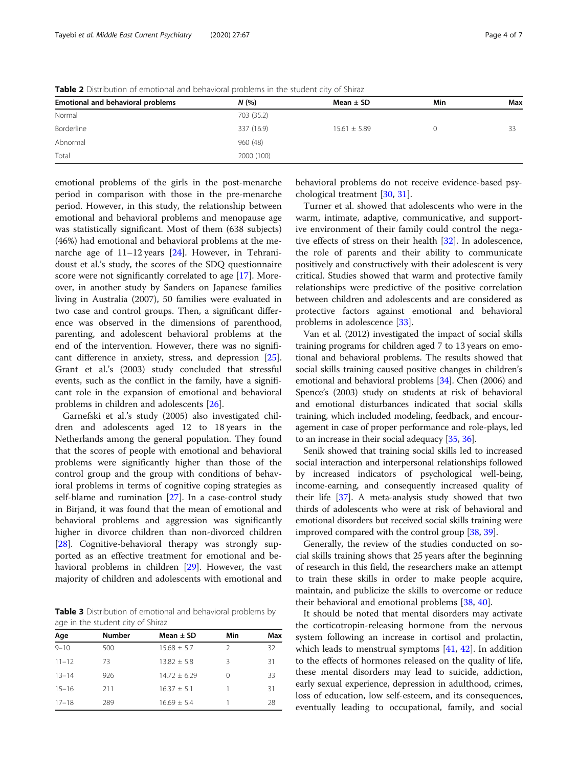**Table 2** Distribution of emotional and behavioral problems in the student city of Shiraz

| Emotional and behavioral problems | *N* (%) | Mean ± SD | Min | Max |
|---|---|---|---|---|
| Normal | 703 (35.2) | | | |
| Borderline | 337 (16.9) | 15.61 ± 5.89 | 0 | 33 |
| Abnormal | 960 (48) | | | |
| Total | 2000 (100) | | | |

emotional problems of the girls in the post-menarche period in comparison with those in the pre-menarche period. However, in this study, the relationship between emotional and behavioral problems and menopause age was statistically significant. Most of them (638 subjects) (46%) had emotional and behavioral problems at the menarche age of 11–12 years [24]. However, in Tehranidoust et al.'s study, the scores of the SDQ questionnaire score were not significantly correlated to age [17]. Moreover, in another study by Sanders on Japanese families living in Australia (2007), 50 families were evaluated in two case and control groups. Then, a significant difference was observed in the dimensions of parenthood, parenting, and adolescent behavioral problems at the end of the intervention. However, there was no significant difference in anxiety, stress, and depression [25]. Grant et al.'s (2003) study concluded that stressful events, such as the conflict in the family, have a significant role in the expansion of emotional and behavioral problems in children and adolescents [26].

Garnefski et al.'s study (2005) also investigated children and adolescents aged 12 to 18 years in the Netherlands among the general population. They found that the scores of people with emotional and behavioral problems were significantly higher than those of the control group and the group with conditions of behavioral problems in terms of cognitive coping strategies as self-blame and rumination [27]. In a case-control study in Birjand, it was found that the mean of emotional and behavioral problems and aggression was significantly higher in divorce children than non-divorced children [28]. Cognitive-behavioral therapy was strongly supported as an effective treatment for emotional and behavioral problems in children [29]. However, the vast majority of children and adolescents with emotional and behavioral problems do not receive evidence-based psychological treatment [30, 31].

**Table 3** Distribution of emotional and behavioral problems by age in the student city of Shiraz

| Age | Number | Mean ± SD | Min | Max |
|---|---|---|---|---|
| 9–10 | 500 | 15.68 ± 5.7 | 2 | 32 |
| 11–12 | 73 | 13.82 ± 5.8 | 3 | 31 |
| 13–14 | 926 | 14.72 ± 6.29 | 0 | 33 |
| 15–16 | 211 | 16.37 ± 5.1 | 1 | 31 |
| 17–18 | 289 | 16.69 ± 5.4 | 1 | 28 |

Turner et al. showed that adolescents who were in the warm, intimate, adaptive, communicative, and supportive environment of their family could control the negative effects of stress on their health [32]. In adolescence, the role of parents and their ability to communicate positively and constructively with their adolescent is very critical. Studies showed that warm and protective family relationships were predictive of the positive correlation between children and adolescents and are considered as protective factors against emotional and behavioral problems in adolescence [33].

Van et al. (2012) investigated the impact of social skills training programs for children aged 7 to 13 years on emotional and behavioral problems. The results showed that social skills training caused positive changes in children's emotional and behavioral problems [34]. Chen (2006) and Spence's (2003) study on students at risk of behavioral and emotional disturbances indicated that social skills training, which included modeling, feedback, and encouragement in case of proper performance and role-plays, led to an increase in their social adequacy [35, 36].

Senik showed that training social skills led to increased social interaction and interpersonal relationships followed by increased indicators of psychological well-being, income-earning, and consequently increased quality of their life [37]. A meta-analysis study showed that two thirds of adolescents who were at risk of behavioral and emotional disorders but received social skills training were improved compared with the control group [38, 39].

Generally, the review of the studies conducted on social skills training shows that 25 years after the beginning of research in this field, the researchers make an attempt to train these skills in order to make people acquire, maintain, and publicize the skills to overcome or reduce their behavioral and emotional problems [38, 40].

It should be noted that mental disorders may activate the corticotropin-releasing hormone from the nervous system following an increase in cortisol and prolactin, which leads to menstrual symptoms [41, 42]. In addition to the effects of hormones released on the quality of life, these mental disorders may lead to suicide, addiction, early sexual experience, depression in adulthood, crimes, loss of education, low self-esteem, and its consequences, eventually leading to occupational, family, and social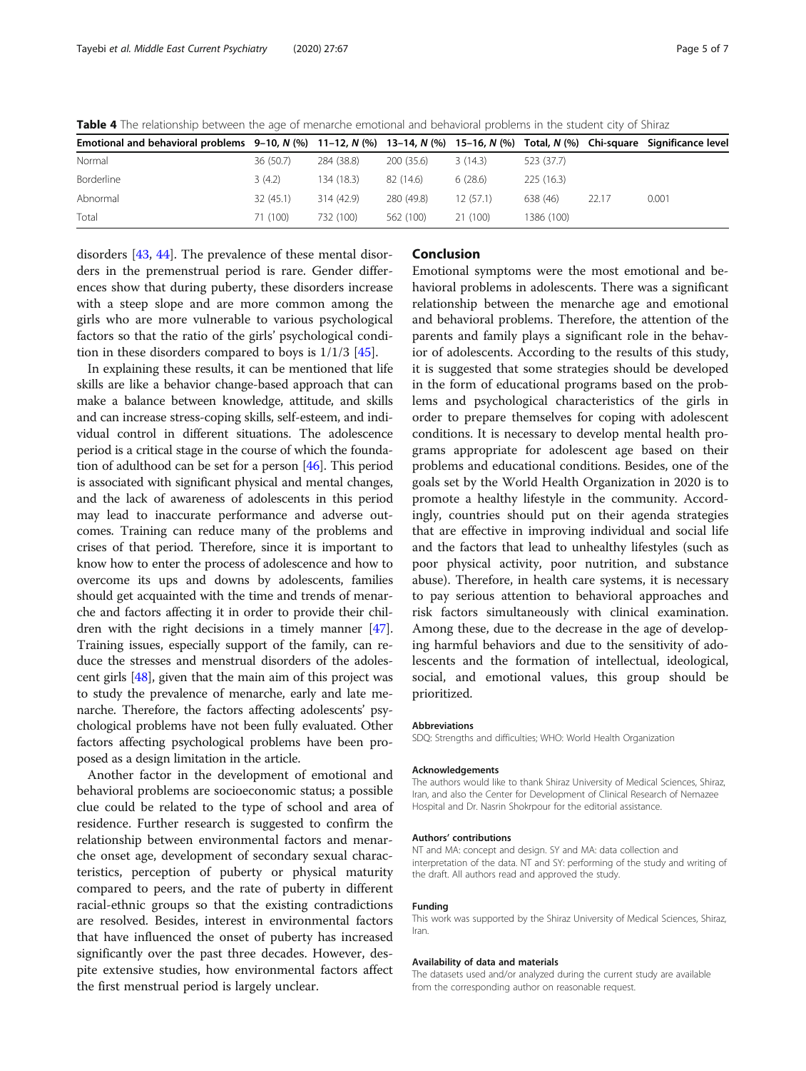**Table 4** The relationship between the age of menarche emotional and behavioral problems in the student city of Shiraz

| Emotional and behavioral problems | 9–10, *N* (%) | 11–12, *N* (%) | 13–14, *N* (%) | 15–16, *N* (%) | Total, *N* (%) | Chi-square | Significance level |
|---|---|---|---|---|---|---|---|
| Normal | 36 (50.7) | 284 (38.8) | 200 (35.6) | 3 (14.3) | 523 (37.7) | | |
| Borderline | 3 (4.2) | 134 (18.3) | 82 (14.6) | 6 (28.6) | 225 (16.3) | | |
| Abnormal | 32 (45.1) | 314 (42.9) | 280 (49.8) | 12 (57.1) | 638 (46) | 22.17 | 0.001 |
| Total | 71 (100) | 732 (100) | 562 (100) | 21 (100) | 1386 (100) | | |

disorders [43, 44]. The prevalence of these mental disorders in the premenstrual period is rare. Gender differences show that during puberty, these disorders increase with a steep slope and are more common among the girls who are more vulnerable to various psychological factors so that the ratio of the girls' psychological condition in these disorders compared to boys is 1/1/3 [45].

In explaining these results, it can be mentioned that life skills are like a behavior change-based approach that can make a balance between knowledge, attitude, and skills and can increase stress-coping skills, self-esteem, and individual control in different situations. The adolescence period is a critical stage in the course of which the foundation of adulthood can be set for a person [46]. This period is associated with significant physical and mental changes, and the lack of awareness of adolescents in this period may lead to inaccurate performance and adverse outcomes. Training can reduce many of the problems and crises of that period. Therefore, since it is important to know how to enter the process of adolescence and how to overcome its ups and downs by adolescents, families should get acquainted with the time and trends of menarche and factors affecting it in order to provide their children with the right decisions in a timely manner [47]. Training issues, especially support of the family, can reduce the stresses and menstrual disorders of the adolescent girls [48], given that the main aim of this project was to study the prevalence of menarche, early and late menarche. Therefore, the factors affecting adolescents' psychological problems have not been fully evaluated. Other factors affecting psychological problems have been proposed as a design limitation in the article.

Another factor in the development of emotional and behavioral problems are socioeconomic status; a possible clue could be related to the type of school and area of residence. Further research is suggested to confirm the relationship between environmental factors and menarche onset age, development of secondary sexual characteristics, perception of puberty or physical maturity compared to peers, and the rate of puberty in different racial-ethnic groups so that the existing contradictions are resolved. Besides, interest in environmental factors that have influenced the onset of puberty has increased significantly over the past three decades. However, despite extensive studies, how environmental factors affect the first menstrual period is largely unclear.

## Conclusion

Emotional symptoms were the most emotional and behavioral problems in adolescents. There was a significant relationship between the menarche age and emotional and behavioral problems. Therefore, the attention of the parents and family plays a significant role in the behavior of adolescents. According to the results of this study, it is suggested that some strategies should be developed in the form of educational programs based on the problems and psychological characteristics of the girls in order to prepare themselves for coping with adolescent conditions. It is necessary to develop mental health programs appropriate for adolescent age based on their problems and educational conditions. Besides, one of the goals set by the World Health Organization in 2020 is to promote a healthy lifestyle in the community. Accordingly, countries should put on their agenda strategies that are effective in improving individual and social life and the factors that lead to unhealthy lifestyles (such as poor physical activity, poor nutrition, and substance abuse). Therefore, in health care systems, it is necessary to pay serious attention to behavioral approaches and risk factors simultaneously with clinical examination. Among these, due to the decrease in the age of developing harmful behaviors and due to the sensitivity of adolescents and the formation of intellectual, ideological, social, and emotional values, this group should be prioritized.

#### Abbreviations

SDQ: Strengths and difficulties; WHO: World Health Organization

#### Acknowledgements

The authors would like to thank Shiraz University of Medical Sciences, Shiraz, Iran, and also the Center for Development of Clinical Research of Nemazee Hospital and Dr. Nasrin Shokrpour for the editorial assistance.

#### Authors' contributions

NT and MA: concept and design. SY and MA: data collection and interpretation of the data. NT and SY: performing of the study and writing of the draft. All authors read and approved the study.

#### Funding

This work was supported by the Shiraz University of Medical Sciences, Shiraz, Iran.

#### Availability of data and materials

The datasets used and/or analyzed during the current study are available from the corresponding author on reasonable request.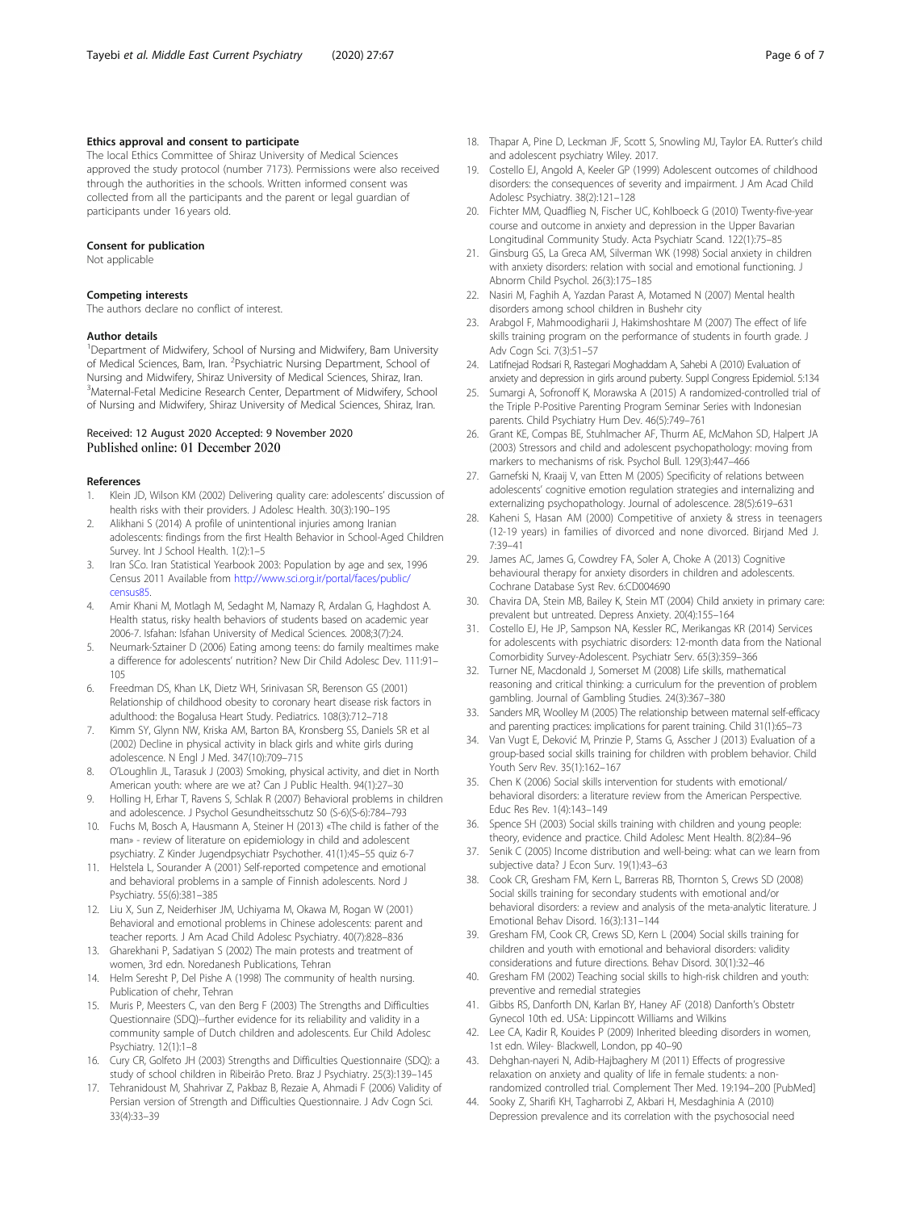#### Ethics approval and consent to participate

The local Ethics Committee of Shiraz University of Medical Sciences approved the study protocol (number 7173). Permissions were also received through the authorities in the schools. Written informed consent was collected from all the participants and the parent or legal guardian of participants under 16 years old.

#### Consent for publication

Not applicable

#### Competing interests

The authors declare no conflict of interest.

#### Author details

[1]Department of Midwifery, School of Nursing and Midwifery, Bam University of Medical Sciences, Bam, Iran. [2]Psychiatric Nursing Department, School of Nursing and Midwifery, Shiraz University of Medical Sciences, Shiraz, Iran. [3]Maternal-Fetal Medicine Research Center, Department of Midwifery, School of Nursing and Midwifery, Shiraz University of Medical Sciences, Shiraz, Iran.

Received: 12 August 2020 Accepted: 9 November 2020
Published online: 01 December 2020

#### References

1. Klein JD, Wilson KM (2002) Delivering quality care: adolescents' discussion of health risks with their providers. J Adolesc Health. 30(3):190–195
2. Alikhani S (2014) A profile of unintentional injuries among Iranian adolescents: findings from the first Health Behavior in School-Aged Children Survey. Int J School Health. 1(2):1–5
3. Iran SCo. Iran Statistical Yearbook 2003: Population by age and sex, 1996 Census 2011 Available from http://www.sci.org.ir/portal/faces/public/census85.
4. Amir Khani M, Motlagh M, Sedaght M, Namazy R, Ardalan G, Haghdost A. Health status, risky health behaviors of students based on academic year 2006-7. Isfahan: Isfahan University of Medical Sciences. 2008;3(7):24.
5. Neumark-Sztainer D (2006) Eating among teens: do family mealtimes make a difference for adolescents' nutrition? New Dir Child Adolesc Dev. 111:91–105
6. Freedman DS, Khan LK, Dietz WH, Srinivasan SR, Berenson GS (2001) Relationship of childhood obesity to coronary heart disease risk factors in adulthood: the Bogalusa Heart Study. Pediatrics. 108(3):712–718
7. Kimm SY, Glynn NW, Kriska AM, Barton BA, Kronsberg SS, Daniels SR et al (2002) Decline in physical activity in black girls and white girls during adolescence. N Engl J Med. 347(10):709–715
8. O'Loughlin JL, Tarasuk J (2003) Smoking, physical activity, and diet in North American youth: where are we at? Can J Public Health. 94(1):27–30
9. Holling H, Erhar T, Ravens S, Schlak R (2007) Behavioral problems in children and adolescence. J Psychol Gesundheitsschutz S0 (S-6)(S-6):784–793
10. Fuchs M, Bosch A, Hausmann A, Steiner H (2013) «The child is father of the man» - review of literature on epidemiology in child and adolescent psychiatry. Z Kinder Jugendpsychiatr Psychother. 41(1):45–55 quiz 6-7
11. Helstela L, Sourander A (2001) Self-reported competence and emotional and behavioral problems in a sample of Finnish adolescents. Nord J Psychiatry. 55(6):381–385
12. Liu X, Sun Z, Neiderhiser JM, Uchiyama M, Okawa M, Rogan W (2001) Behavioral and emotional problems in Chinese adolescents: parent and teacher reports. J Am Acad Child Adolesc Psychiatry. 40(7):828–836
13. Gharekhani P, Sadatiyan S (2002) The main protests and treatment of women, 3rd edn. Noredanesh Publications, Tehran
14. Helm Seresht P, Del Pishe A (1998) The community of health nursing. Publication of chehr, Tehran
15. Muris P, Meesters C, van den Berg F (2003) The Strengths and Difficulties Questionnaire (SDQ)--further evidence for its reliability and validity in a community sample of Dutch children and adolescents. Eur Child Adolesc Psychiatry. 12(1):1–8
16. Cury CR, Golfeto JH (2003) Strengths and Difficulties Questionnaire (SDQ): a study of school children in Ribeirão Preto. Braz J Psychiatry. 25(3):139–145
17. Tehranidoust M, Shahrivar Z, Pakbaz B, Rezaie A, Ahmadi F (2006) Validity of Persian version of Strength and Difficulties Questionnaire. J Adv Cogn Sci. 33(4):33–39
18. Thapar A, Pine D, Leckman JF, Scott S, Snowling MJ, Taylor EA. Rutter's child and adolescent psychiatry Wiley. 2017.
19. Costello EJ, Angold A, Keeler GP (1999) Adolescent outcomes of childhood disorders: the consequences of severity and impairment. J Am Acad Child Adolesc Psychiatry. 38(2):121–128
20. Fichter MM, Quadflieg N, Fischer UC, Kohlboeck G (2010) Twenty-five-year course and outcome in anxiety and depression in the Upper Bavarian Longitudinal Community Study. Acta Psychiatr Scand. 122(1):75–85
21. Ginsburg GS, La Greca AM, Silverman WK (1998) Social anxiety in children with anxiety disorders: relation with social and emotional functioning. J Abnorm Child Psychol. 26(3):175–185
22. Nasiri M, Faghih A, Yazdan Parast A, Motamed N (2007) Mental health disorders among school children in Bushehr city
23. Arabgol F, Mahmoodigharii J, Hakimshoshtare M (2007) The effect of life skills training program on the performance of students in fourth grade. J Adv Cogn Sci. 7(3):51–57
24. Latifnejad Rodsari R, Rastegari Moghaddam A, Sahebi A (2010) Evaluation of anxiety and depression in girls around puberty. Suppl Congress Epidemiol. 5:134
25. Sumargi A, Sofronoff K, Morawska A (2015) A randomized-controlled trial of the Triple P-Positive Parenting Program Seminar Series with Indonesian parents. Child Psychiatry Hum Dev. 46(5):749–761
26. Grant KE, Compas BE, Stuhlmacher AF, Thurm AE, McMahon SD, Halpert JA (2003) Stressors and child and adolescent psychopathology: moving from markers to mechanisms of risk. Psychol Bull. 129(3):447–466
27. Garnefski N, Kraaij V, van Etten M (2005) Specificity of relations between adolescents' cognitive emotion regulation strategies and internalizing and externalizing psychopathology. Journal of adolescence. 28(5):619–631
28. Kaheni S, Hasan AM (2000) Competitive of anxiety & stress in teenagers (12-19 years) in families of divorced and none divorced. Birjand Med J. 7:39–41
29. James AC, James G, Cowdrey FA, Soler A, Choke A (2013) Cognitive behavioural therapy for anxiety disorders in children and adolescents. Cochrane Database Syst Rev. 6:CD004690
30. Chavira DA, Stein MB, Bailey K, Stein MT (2004) Child anxiety in primary care: prevalent but untreated. Depress Anxiety. 20(4):155–164
31. Costello EJ, He JP, Sampson NA, Kessler RC, Merikangas KR (2014) Services for adolescents with psychiatric disorders: 12-month data from the National Comorbidity Survey-Adolescent. Psychiatr Serv. 65(3):359–366
32. Turner NE, Macdonald J, Somerset M (2008) Life skills, mathematical reasoning and critical thinking: a curriculum for the prevention of problem gambling. Journal of Gambling Studies. 24(3):367–380
33. Sanders MR, Woolley M (2005) The relationship between maternal self-efficacy and parenting practices: implications for parent training. Child 31(1):65–73
34. Van Vugt E, Deković M, Prinzie P, Stams G, Asscher J (2013) Evaluation of a group-based social skills training for children with problem behavior. Child Youth Serv Rev. 35(1):162–167
35. Chen K (2006) Social skills intervention for students with emotional/behavioral disorders: a literature review from the American Perspective. Educ Res Rev. 1(4):143–149
36. Spence SH (2003) Social skills training with children and young people: theory, evidence and practice. Child Adolesc Ment Health. 8(2):84–96
37. Senik C (2005) Income distribution and well-being: what can we learn from subjective data? J Econ Surv. 19(1):43–63
38. Cook CR, Gresham FM, Kern L, Barreras RB, Thornton S, Crews SD (2008) Social skills training for secondary students with emotional and/or behavioral disorders: a review and analysis of the meta-analytic literature. J Emotional Behav Disord. 16(3):131–144
39. Gresham FM, Cook CR, Crews SD, Kern L (2004) Social skills training for children and youth with emotional and behavioral disorders: validity considerations and future directions. Behav Disord. 30(1):32–46
40. Gresham FM (2002) Teaching social skills to high-risk children and youth: preventive and remedial strategies
41. Gibbs RS, Danforth DN, Karlan BY, Haney AF (2018) Danforth's Obstetr Gynecol 10th ed. USA: Lippincott Williams and Wilkins
42. Lee CA, Kadir R, Kouides P (2009) Inherited bleeding disorders in women, 1st edn. Wiley- Blackwell, London, pp 40–90
43. Dehghan-nayeri N, Adib-Hajbaghery M (2011) Effects of progressive relaxation on anxiety and quality of life in female students: a non-randomized controlled trial. Complement Ther Med. 19:194–200 [PubMed]
44. Sooky Z, Sharifi KH, Tagharrobi Z, Akbari H, Mesdaghinia A (2010) Depression prevalence and its correlation with the psychosocial need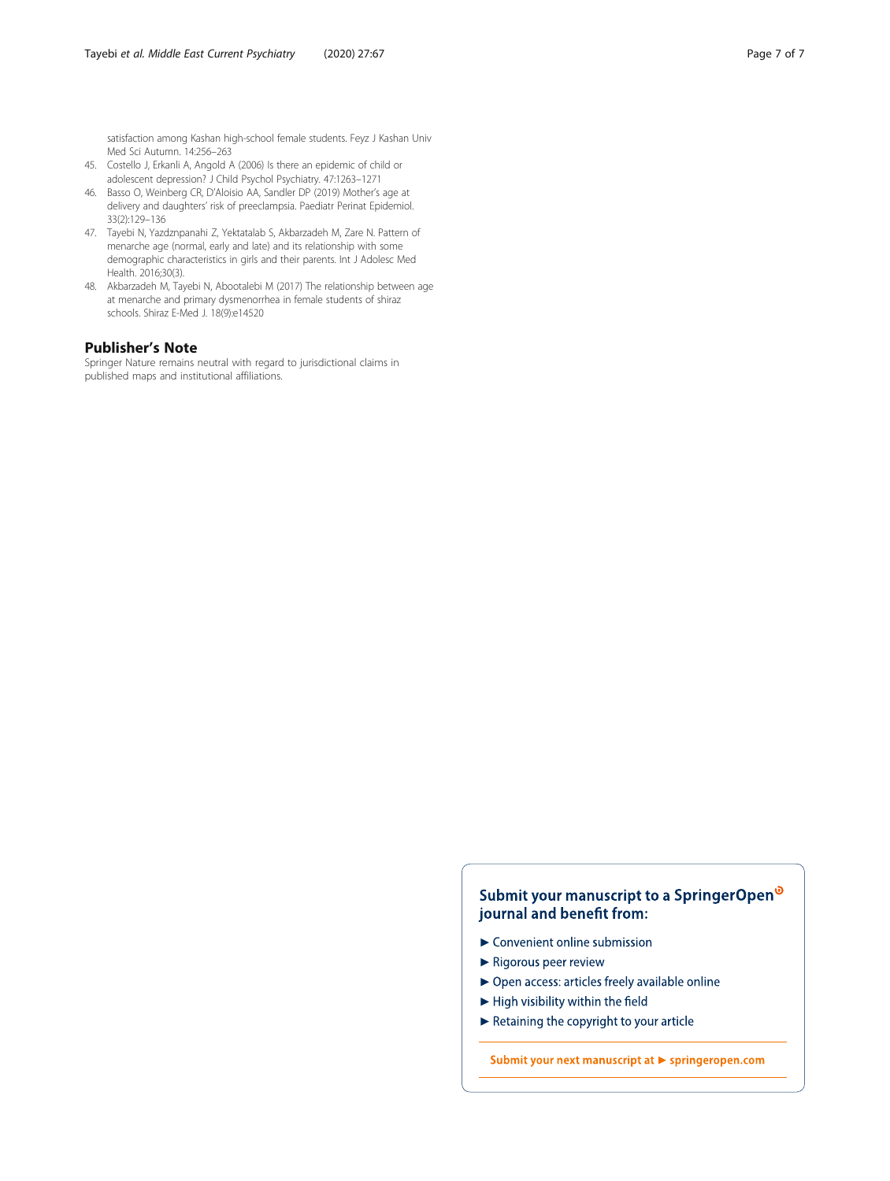satisfaction among Kashan high-school female students. Feyz J Kashan Univ Med Sci Autumn. 14:256–263

45. Costello J, Erkanli A, Angold A (2006) Is there an epidemic of child or adolescent depression? J Child Psychol Psychiatry. 47:1263–1271
46. Basso O, Weinberg CR, D'Aloisio AA, Sandler DP (2019) Mother's age at delivery and daughters' risk of preeclampsia. Paediatr Perinat Epidemiol. 33(2):129–136
47. Tayebi N, Yazdznpanahi Z, Yektatalab S, Akbarzadeh M, Zare N. Pattern of menarche age (normal, early and late) and its relationship with some demographic characteristics in girls and their parents. Int J Adolesc Med Health. 2016;30(3).
48. Akbarzadeh M, Tayebi N, Abootalebi M (2017) The relationship between age at menarche and primary dysmenorrhea in female students of shiraz schools. Shiraz E-Med J. 18(9):e14520

## Publisher's Note

Springer Nature remains neutral with regard to jurisdictional claims in published maps and institutional affiliations.

**Submit your manuscript to a SpringerOpen journal and benefit from:**

- ► Convenient online submission
- ► Rigorous peer review
- ► Open access: articles freely available online
- ► High visibility within the field
- ► Retaining the copyright to your article

**Submit your next manuscript at ► springeropen.com**